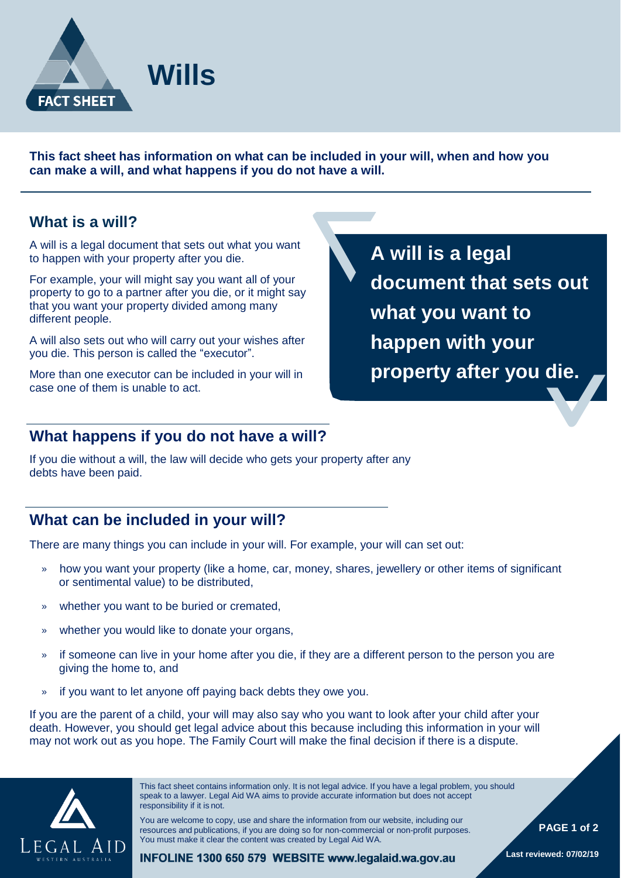# Wills

**This fact sheet has information on what can be included in your will, when and how you can make a will, and what happens if you do not have a will.**

## What is a will?

A will is a legal document that sets out what you want to happen with your property after you die.

For example, your will might say you want all of your property to go to a partner after you die, or it might say that you want your property divided among many different people.

A will also sets out who will carry out your wishes after you die. This person is called the "executor".

More than one executor can be included in your will in case one of them is unable to act.

**A will is a legal document that sets out what you want to happen with your property after you die.**

## What happens if you do not have a will?

If you die without a will, the law will decide who gets your property after any debts have been paid.

## What can be included in your will?

There are many things you can include in your will. For example, your will can set out:

- how you want your property (like a home, car, money, shares, jewellery or other items of significant or sentimental value) to be distributed,
- whether you want to be buried or cremated,
- whether you would like to donate your organs,
- if someone can live in your home after you die, if they are a different person to the person you are giving the home to, and
- if you want to let anyone off paying back debts they owe you.

If you are the parent of a child, your will may also say who you want to look after your child after your death. However, you should get legal advice about this because including this information in your will may not work out as you hope. The Family Court will make the final decision if there is a dispute.

This fact sheet contains information only. It is not legal advice. If you have a legal problem, you should speak to a lawyer. Legal Aid WA aims to provide accurate information but does not accept responsibility if it is not.

You are welcome to copy, use and share the information from our website, including our resources and publications, if you are doing so for non-commercial or non-profit purposes. You must make it clear the content was created by Legal Aid WA.

**INFOLINE 1300 650 579 WEBSITE www.legalaid.wa.gov.au**

Last reviewed: 07/02/19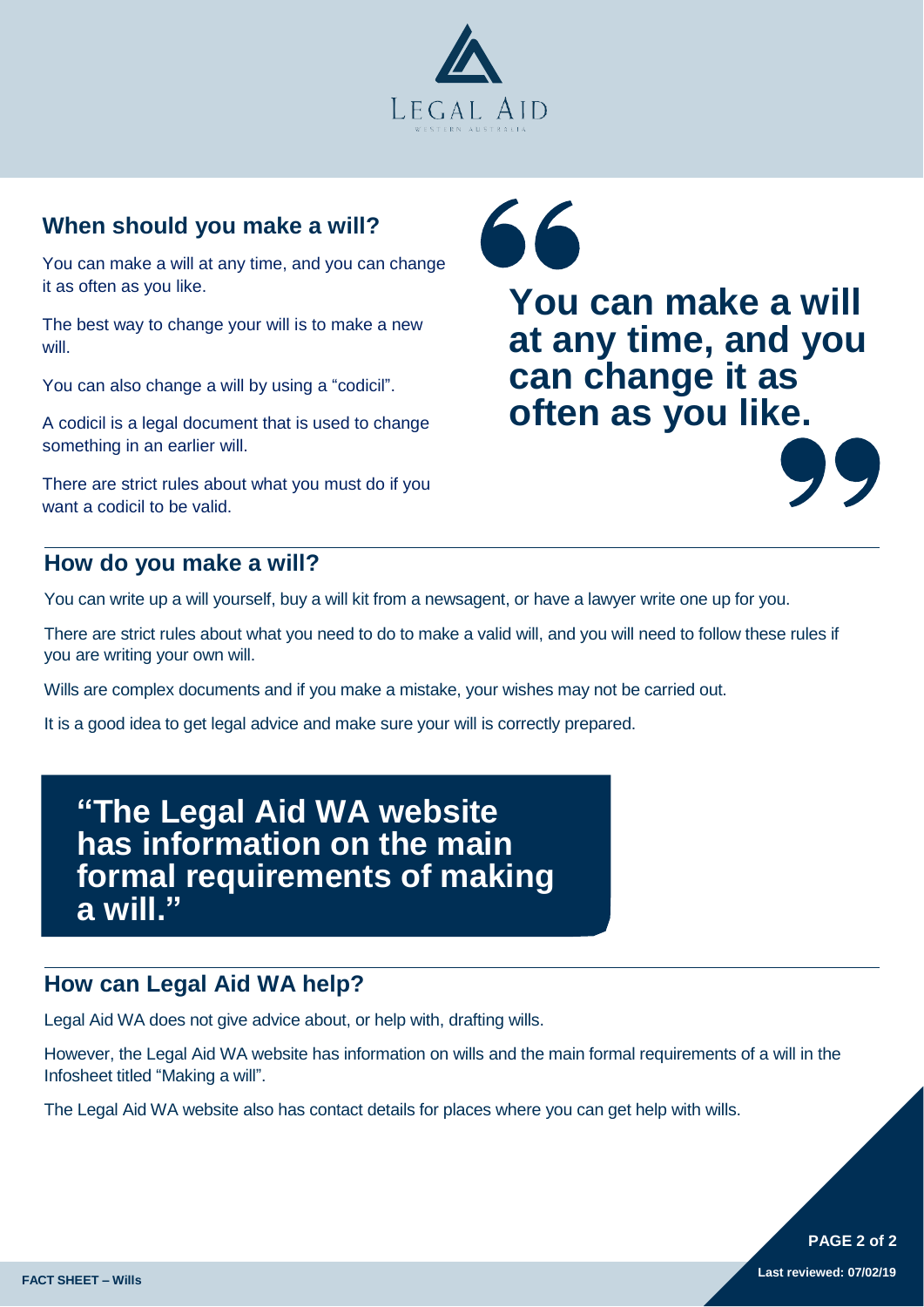## When should you make a will?

You can make a will at any time, and you can change it as often as you like.

The best way to change your will is to make a new will.

You can also change a will by using a “codicil”.

A codicil is a legal document that is used to change something in an earlier will.

There are strict rules about what you must do if you want a codicil to be valid.

> **You can make a will at any time, and you can change it as often as you like.**

## How do you make a will?

You can write up a will yourself, buy a will kit from a newsagent, or have a lawyer write one up for you.

There are strict rules about what you need to do to make a valid will, and you will need to follow these rules if you are writing your own will.

Wills are complex documents and if you make a mistake, your wishes may not be carried out.

It is a good idea to get legal advice and make sure your will is correctly prepared.

> **“The Legal Aid WA website has information on the main formal requirements of making a will.”**

## How can Legal Aid WA help?

Legal Aid WA does not give advice about, or help with, drafting wills.

However, the Legal Aid WA website has information on wills and the main formal requirements of a will in the Infosheet titled “Making a will”.

The Legal Aid WA website also has contact details for places where you can get help with wills.

Last reviewed: 07/02/19